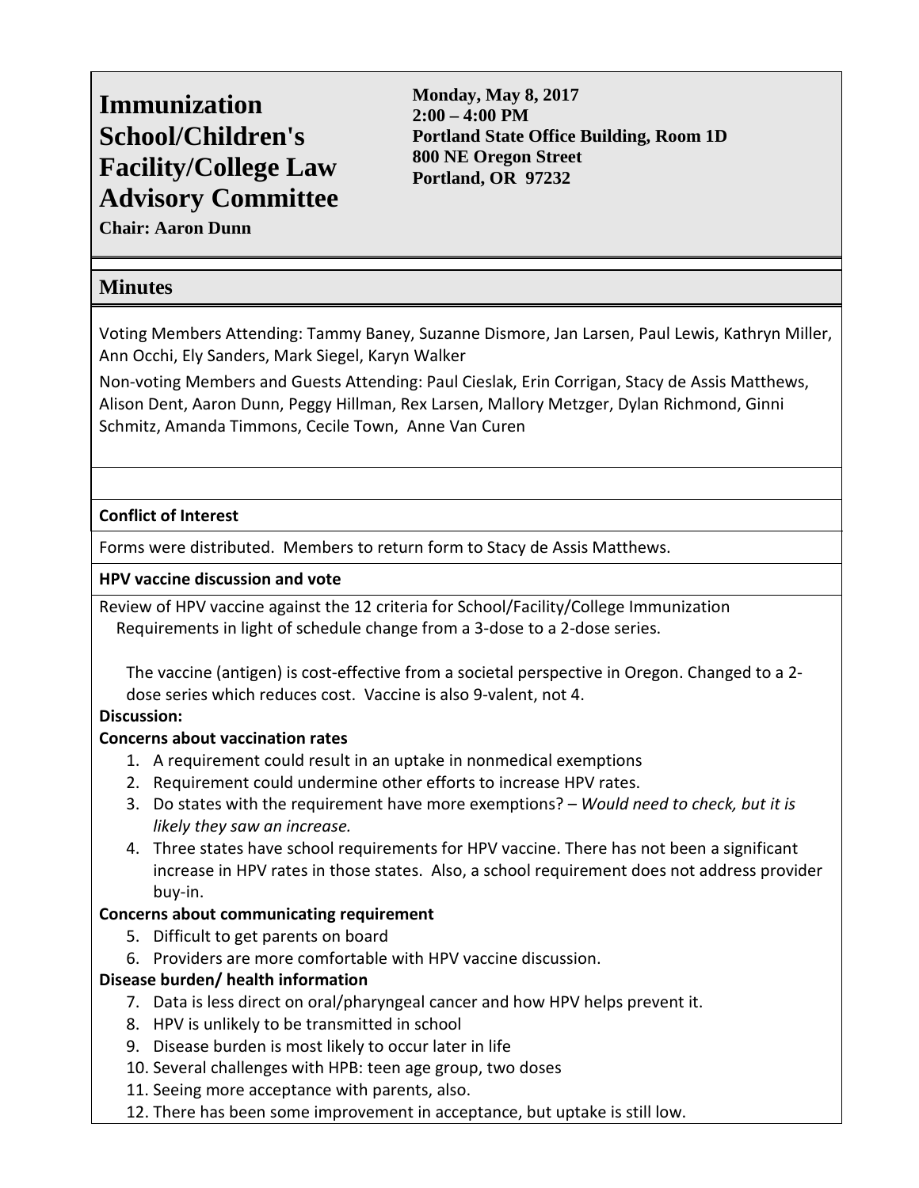# Immunization School/Children's Facility/College Law Advisory Committee

**Chair: Aaron Dunn**

**Monday, May 8, 2017**
**2:00 – 4:00 PM**
**Portland State Office Building, Room 1D**
**800 NE Oregon Street**
**Portland, OR 97232**

## Minutes

Voting Members Attending: Tammy Baney, Suzanne Dismore, Jan Larsen, Paul Lewis, Kathryn Miller, Ann Occhi, Ely Sanders, Mark Siegel, Karyn Walker

Non-voting Members and Guests Attending: Paul Cieslak, Erin Corrigan, Stacy de Assis Matthews, Alison Dent, Aaron Dunn, Peggy Hillman, Rex Larsen, Mallory Metzger, Dylan Richmond, Ginni Schmitz, Amanda Timmons, Cecile Town, Anne Van Curen

**Conflict of Interest**

Forms were distributed. Members to return form to Stacy de Assis Matthews.

**HPV vaccine discussion and vote**

Review of HPV vaccine against the 12 criteria for School/Facility/College Immunization Requirements in light of schedule change from a 3-dose to a 2-dose series.

The vaccine (antigen) is cost-effective from a societal perspective in Oregon. Changed to a 2-dose series which reduces cost. Vaccine is also 9-valent, not 4.

**Discussion:**

**Concerns about vaccination rates**

1. A requirement could result in an uptake in nonmedical exemptions
2. Requirement could undermine other efforts to increase HPV rates.
3. Do states with the requirement have more exemptions? – *Would need to check, but it is likely they saw an increase.*
4. Three states have school requirements for HPV vaccine. There has not been a significant increase in HPV rates in those states. Also, a school requirement does not address provider buy-in.

**Concerns about communicating requirement**

5. Difficult to get parents on board
6. Providers are more comfortable with HPV vaccine discussion.

**Disease burden/ health information**

7. Data is less direct on oral/pharyngeal cancer and how HPV helps prevent it.
8. HPV is unlikely to be transmitted in school
9. Disease burden is most likely to occur later in life
10. Several challenges with HPB: teen age group, two doses
11. Seeing more acceptance with parents, also.
12. There has been some improvement in acceptance, but uptake is still low.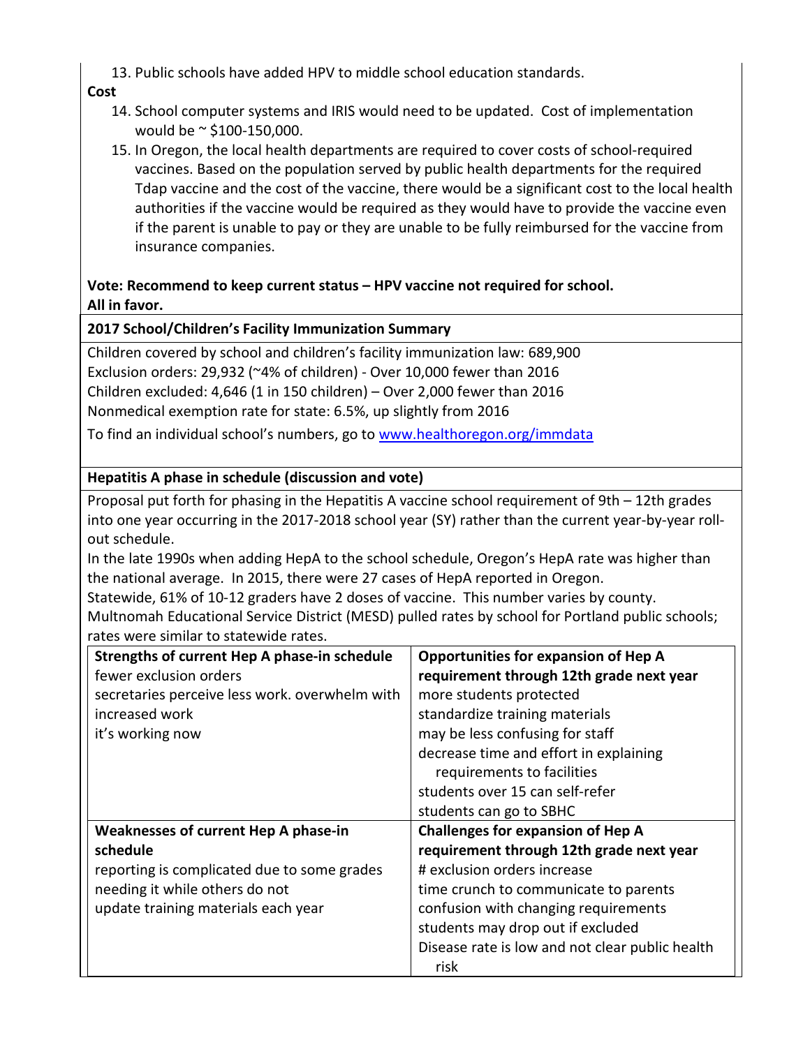13. Public schools have added HPV to middle school education standards.

**Cost**

14. School computer systems and IRIS would need to be updated. Cost of implementation would be ~ $100-150,000.
15. In Oregon, the local health departments are required to cover costs of school-required vaccines. Based on the population served by public health departments for the required Tdap vaccine and the cost of the vaccine, there would be a significant cost to the local health authorities if the vaccine would be required as they would have to provide the vaccine even if the parent is unable to pay or they are unable to be fully reimbursed for the vaccine from insurance companies.

**Vote: Recommend to keep current status – HPV vaccine not required for school.**
**All in favor.**

**2017 School/Children's Facility Immunization Summary**

Children covered by school and children's facility immunization law: 689,900
Exclusion orders: 29,932 (~4% of children) - Over 10,000 fewer than 2016
Children excluded: 4,646 (1 in 150 children) – Over 2,000 fewer than 2016
Nonmedical exemption rate for state: 6.5%, up slightly from 2016

To find an individual school's numbers, go to www.healthoregon.org/immdata

**Hepatitis A phase in schedule (discussion and vote)**

Proposal put forth for phasing in the Hepatitis A vaccine school requirement of 9th – 12th grades into one year occurring in the 2017-2018 school year (SY) rather than the current year-by-year roll-out schedule.

In the late 1990s when adding HepA to the school schedule, Oregon's HepA rate was higher than the national average. In 2015, there were 27 cases of HepA reported in Oregon.

Statewide, 61% of 10-12 graders have 2 doses of vaccine. This number varies by county.

Multnomah Educational Service District (MESD) pulled rates by school for Portland public schools; rates were similar to statewide rates.

| **Strengths of current Hep A phase-in schedule** | **Opportunities for expansion of Hep A requirement through 12th grade next year** |
|---|---|
| fewer exclusion orders<br>secretaries perceive less work. overwhelm with increased work<br>it's working now | more students protected<br>standardize training materials<br>may be less confusing for staff<br>decrease time and effort in explaining requirements to facilities<br>students over 15 can self-refer<br>students can go to SBHC |
| **Weaknesses of current Hep A phase-in schedule** | **Challenges for expansion of Hep A requirement through 12th grade next year** |
| reporting is complicated due to some grades needing it while others do not<br>update training materials each year | # exclusion orders increase<br>time crunch to communicate to parents<br>confusion with changing requirements<br>students may drop out if excluded<br>Disease rate is low and not clear public health risk |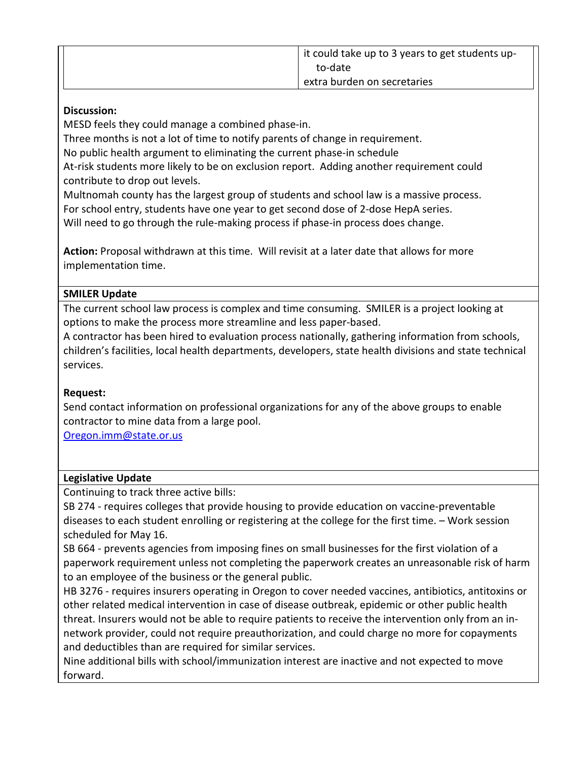| | |
|---|---|
| | it could take up to 3 years to get students up-to-date<br>extra burden on secretaries |

**Discussion:**
MESD feels they could manage a combined phase-in.
Three months is not a lot of time to notify parents of change in requirement.
No public health argument to eliminating the current phase-in schedule
At-risk students more likely to be on exclusion report. Adding another requirement could contribute to drop out levels.
Multnomah county has the largest group of students and school law is a massive process.
For school entry, students have one year to get second dose of 2-dose HepA series.
Will need to go through the rule-making process if phase-in process does change.

**Action:** Proposal withdrawn at this time. Will revisit at a later date that allows for more implementation time.

**SMILER Update**

The current school law process is complex and time consuming. SMILER is a project looking at options to make the process more streamline and less paper-based.
A contractor has been hired to evaluation process nationally, gathering information from schools, children's facilities, local health departments, developers, state health divisions and state technical services.

**Request:**
Send contact information on professional organizations for any of the above groups to enable contractor to mine data from a large pool.
Oregon.imm@state.or.us

**Legislative Update**

Continuing to track three active bills:
SB 274 - requires colleges that provide housing to provide education on vaccine-preventable diseases to each student enrolling or registering at the college for the first time. – Work session scheduled for May 16.
SB 664 - prevents agencies from imposing fines on small businesses for the first violation of a paperwork requirement unless not completing the paperwork creates an unreasonable risk of harm to an employee of the business or the general public.
HB 3276 - requires insurers operating in Oregon to cover needed vaccines, antibiotics, antitoxins or other related medical intervention in case of disease outbreak, epidemic or other public health threat. Insurers would not be able to require patients to receive the intervention only from an in-network provider, could not require preauthorization, and could charge no more for copayments and deductibles than are required for similar services.
Nine additional bills with school/immunization interest are inactive and not expected to move forward.